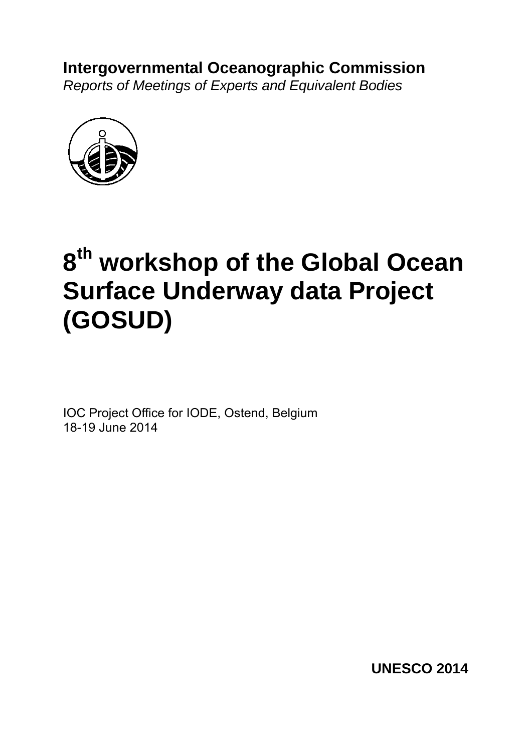**Intergovernmental Oceanographic Commission**
*Reports of Meetings of Experts and Equivalent Bodies*

# 8th workshop of the Global Ocean Surface Underway data Project (GOSUD)

IOC Project Office for IODE, Ostend, Belgium
18-19 June 2014

**UNESCO 2014**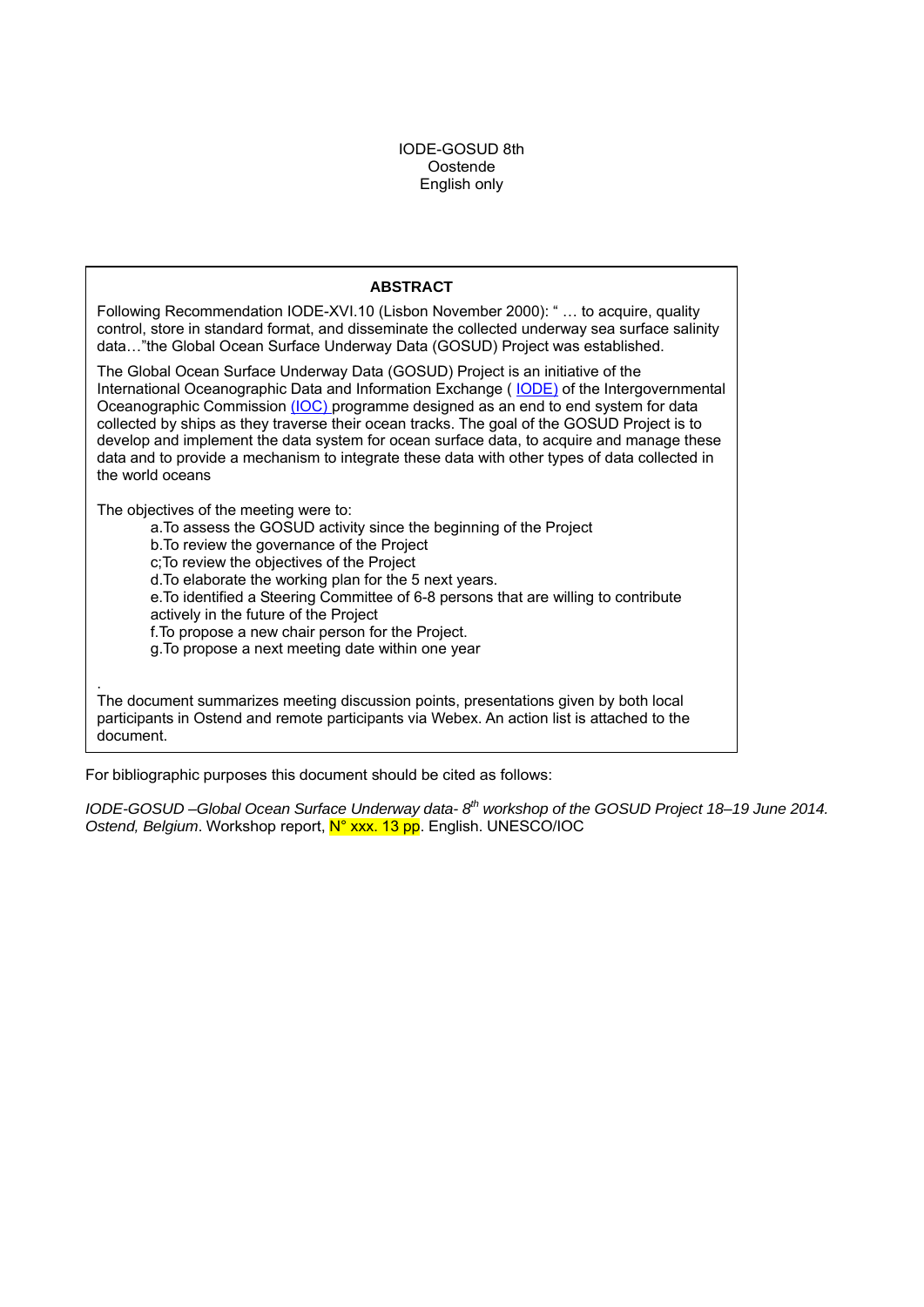IODE-GOSUD 8th
Oostende
English only

**ABSTRACT**

Following Recommendation IODE-XVI.10 (Lisbon November 2000): " … to acquire, quality control, store in standard format, and disseminate the collected underway sea surface salinity data…"the Global Ocean Surface Underway Data (GOSUD) Project was established.

The Global Ocean Surface Underway Data (GOSUD) Project is an initiative of the International Oceanographic Data and Information Exchange ( IODE) of the Intergovernmental Oceanographic Commission (IOC) programme designed as an end to end system for data collected by ships as they traverse their ocean tracks. The goal of the GOSUD Project is to develop and implement the data system for ocean surface data, to acquire and manage these data and to provide a mechanism to integrate these data with other types of data collected in the world oceans

The objectives of the meeting were to:

a.To assess the GOSUD activity since the beginning of the Project
b.To review the governance of the Project
c;To review the objectives of the Project
d.To elaborate the working plan for the 5 next years.
e.To identified a Steering Committee of 6-8 persons that are willing to contribute actively in the future of the Project
f.To propose a new chair person for the Project.
g.To propose a next meeting date within one year

.
The document summarizes meeting discussion points, presentations given by both local participants in Ostend and remote participants via Webex. An action list is attached to the document.

For bibliographic purposes this document should be cited as follows:

*IODE-GOSUD –Global Ocean Surface Underway data- 8th workshop of the GOSUD Project 18–19 June 2014. Ostend, Belgium*. Workshop report, N° xxx. 13 pp. English. UNESCO/IOC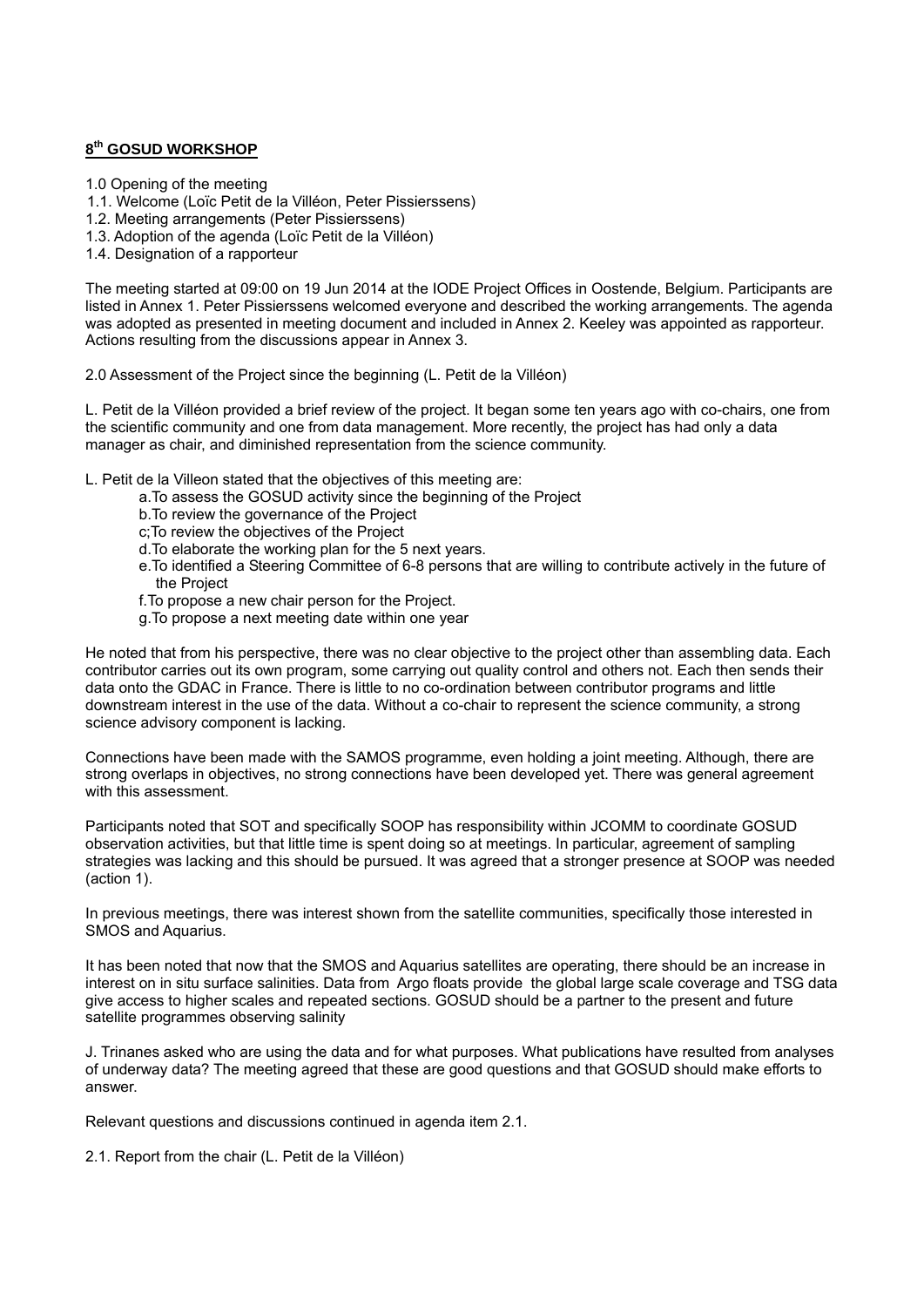## 8th GOSUD WORKSHOP

1.0 Opening of the meeting
1.1. Welcome (Loïc Petit de la Villéon, Peter Pissierssens)
1.2. Meeting arrangements (Peter Pissierssens)
1.3. Adoption of the agenda (Loïc Petit de la Villéon)
1.4. Designation of a rapporteur

The meeting started at 09:00 on 19 Jun 2014 at the IODE Project Offices in Oostende, Belgium. Participants are listed in Annex 1. Peter Pissierssens welcomed everyone and described the working arrangements. The agenda was adopted as presented in meeting document and included in Annex 2. Keeley was appointed as rapporteur. Actions resulting from the discussions appear in Annex 3.

2.0 Assessment of the Project since the beginning (L. Petit de la Villéon)

L. Petit de la Villéon provided a brief review of the project. It began some ten years ago with co-chairs, one from the scientific community and one from data management. More recently, the project has had only a data manager as chair, and diminished representation from the science community.

L. Petit de la Villeon stated that the objectives of this meeting are:

a.To assess the GOSUD activity since the beginning of the Project
b.To review the governance of the Project
c;To review the objectives of the Project
d.To elaborate the working plan for the 5 next years.
e.To identified a Steering Committee of 6-8 persons that are willing to contribute actively in the future of the Project
f.To propose a new chair person for the Project.
g.To propose a next meeting date within one year

He noted that from his perspective, there was no clear objective to the project other than assembling data. Each contributor carries out its own program, some carrying out quality control and others not. Each then sends their data onto the GDAC in France. There is little to no co-ordination between contributor programs and little downstream interest in the use of the data. Without a co-chair to represent the science community, a strong science advisory component is lacking.

Connections have been made with the SAMOS programme, even holding a joint meeting. Although, there are strong overlaps in objectives, no strong connections have been developed yet. There was general agreement with this assessment.

Participants noted that SOT and specifically SOOP has responsibility within JCOMM to coordinate GOSUD observation activities, but that little time is spent doing so at meetings. In particular, agreement of sampling strategies was lacking and this should be pursued. It was agreed that a stronger presence at SOOP was needed (action 1).

In previous meetings, there was interest shown from the satellite communities, specifically those interested in SMOS and Aquarius.

It has been noted that now that the SMOS and Aquarius satellites are operating, there should be an increase in interest on in situ surface salinities. Data from Argo floats provide the global large scale coverage and TSG data give access to higher scales and repeated sections. GOSUD should be a partner to the present and future satellite programmes observing salinity

J. Trinanes asked who are using the data and for what purposes. What publications have resulted from analyses of underway data? The meeting agreed that these are good questions and that GOSUD should make efforts to answer.

Relevant questions and discussions continued in agenda item 2.1.

2.1. Report from the chair (L. Petit de la Villéon)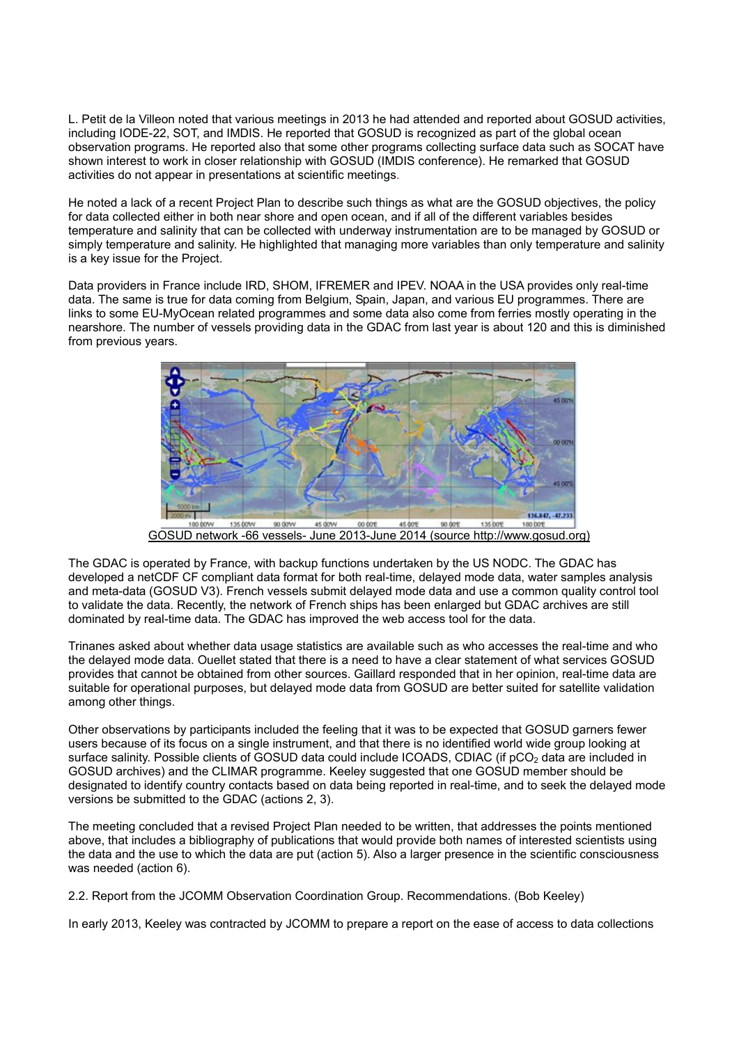L. Petit de la Villeon noted that various meetings in 2013 he had attended and reported about GOSUD activities, including IODE-22, SOT, and IMDIS. He reported that GOSUD is recognized as part of the global ocean observation programs. He reported also that some other programs collecting surface data such as SOCAT have shown interest to work in closer relationship with GOSUD (IMDIS conference). He remarked that GOSUD activities do not appear in presentations at scientific meetings.

He noted a lack of a recent Project Plan to describe such things as what are the GOSUD objectives, the policy for data collected either in both near shore and open ocean, and if all of the different variables besides temperature and salinity that can be collected with underway instrumentation are to be managed by GOSUD or simply temperature and salinity. He highlighted that managing more variables than only temperature and salinity is a key issue for the Project.

Data providers in France include IRD, SHOM, IFREMER and IPEV. NOAA in the USA provides only real-time data. The same is true for data coming from Belgium, Spain, Japan, and various EU programmes. There are links to some EU-MyOcean related programmes and some data also come from ferries mostly operating in the nearshore. The number of vessels providing data in the GDAC from last year is about 120 and this is diminished from previous years.

GOSUD network -66 vessels- June 2013-June 2014 (source http://www.gosud.org)

The GDAC is operated by France, with backup functions undertaken by the US NODC. The GDAC has developed a netCDF CF compliant data format for both real-time, delayed mode data, water samples analysis and meta-data (GOSUD V3). French vessels submit delayed mode data and use a common quality control tool to validate the data. Recently, the network of French ships has been enlarged but GDAC archives are still dominated by real-time data. The GDAC has improved the web access tool for the data.

Trinanes asked about whether data usage statistics are available such as who accesses the real-time and who the delayed mode data. Ouellet stated that there is a need to have a clear statement of what services GOSUD provides that cannot be obtained from other sources. Gaillard responded that in her opinion, real-time data are suitable for operational purposes, but delayed mode data from GOSUD are better suited for satellite validation among other things.

Other observations by participants included the feeling that it was to be expected that GOSUD garners fewer users because of its focus on a single instrument, and that there is no identified world wide group looking at surface salinity. Possible clients of GOSUD data could include ICOADS, CDIAC (if $pCO_2$ data are included in GOSUD archives) and the CLIMAR programme. Keeley suggested that one GOSUD member should be designated to identify country contacts based on data being reported in real-time, and to seek the delayed mode versions be submitted to the GDAC (actions 2, 3).

The meeting concluded that a revised Project Plan needed to be written, that addresses the points mentioned above, that includes a bibliography of publications that would provide both names of interested scientists using the data and the use to which the data are put (action 5). Also a larger presence in the scientific consciousness was needed (action 6).

2.2. Report from the JCOMM Observation Coordination Group. Recommendations. (Bob Keeley)

In early 2013, Keeley was contracted by JCOMM to prepare a report on the ease of access to data collections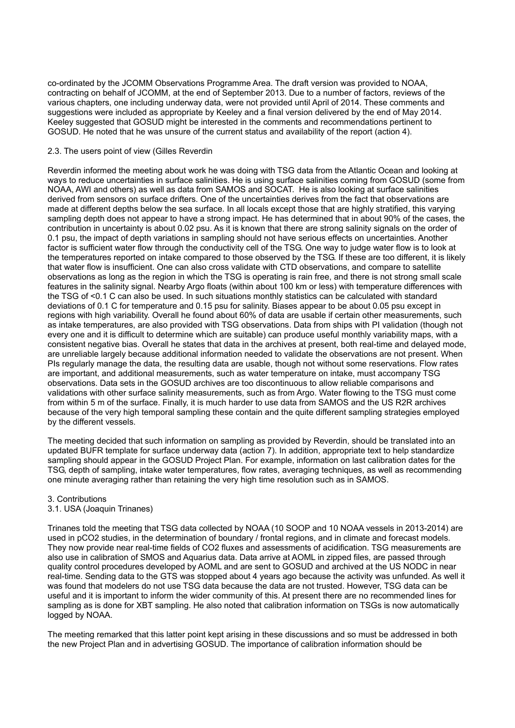co-ordinated by the JCOMM Observations Programme Area. The draft version was provided to NOAA, contracting on behalf of JCOMM, at the end of September 2013. Due to a number of factors, reviews of the various chapters, one including underway data, were not provided until April of 2014. These comments and suggestions were included as appropriate by Keeley and a final version delivered by the end of May 2014. Keeley suggested that GOSUD might be interested in the comments and recommendations pertinent to GOSUD. He noted that he was unsure of the current status and availability of the report (action 4).

2.3. The users point of view (Gilles Reverdin

Reverdin informed the meeting about work he was doing with TSG data from the Atlantic Ocean and looking at ways to reduce uncertainties in surface salinities. He is using surface salinities coming from GOSUD (some from NOAA, AWI and others) as well as data from SAMOS and SOCAT. He is also looking at surface salinities derived from sensors on surface drifters. One of the uncertainties derives from the fact that observations are made at different depths below the sea surface. In all locals except those that are highly stratified, this varying sampling depth does not appear to have a strong impact. He has determined that in about 90% of the cases, the contribution in uncertainty is about 0.02 psu. As it is known that there are strong salinity signals on the order of 0.1 psu, the impact of depth variations in sampling should not have serious effects on uncertainties. Another factor is sufficient water flow through the conductivity cell of the TSG. One way to judge water flow is to look at the temperatures reported on intake compared to those observed by the TSG. If these are too different, it is likely that water flow is insufficient. One can also cross validate with CTD observations, and compare to satellite observations as long as the region in which the TSG is operating is rain free, and there is not strong small scale features in the salinity signal. Nearby Argo floats (within about 100 km or less) with temperature differences with the TSG of <0.1 C can also be used. In such situations monthly statistics can be calculated with standard deviations of 0.1 C for temperature and 0.15 psu for salinity. Biases appear to be about 0.05 psu except in regions with high variability. Overall he found about 60% of data are usable if certain other measurements, such as intake temperatures, are also provided with TSG observations. Data from ships with PI validation (though not every one and it is difficult to determine which are suitable) can produce useful monthly variability maps, with a consistent negative bias. Overall he states that data in the archives at present, both real-time and delayed mode, are unreliable largely because additional information needed to validate the observations are not present. When PIs regularly manage the data, the resulting data are usable, though not without some reservations. Flow rates are important, and additional measurements, such as water temperature on intake, must accompany TSG observations. Data sets in the GOSUD archives are too discontinuous to allow reliable comparisons and validations with other surface salinity measurements, such as from Argo. Water flowing to the TSG must come from within 5 m of the surface. Finally, it is much harder to use data from SAMOS and the US R2R archives because of the very high temporal sampling these contain and the quite different sampling strategies employed by the different vessels.

The meeting decided that such information on sampling as provided by Reverdin, should be translated into an updated BUFR template for surface underway data (action 7). In addition, appropriate text to help standardize sampling should appear in the GOSUD Project Plan. For example, information on last calibration dates for the TSG, depth of sampling, intake water temperatures, flow rates, averaging techniques, as well as recommending one minute averaging rather than retaining the very high time resolution such as in SAMOS.

3. Contributions

3.1. USA (Joaquin Trinanes)

Trinanes told the meeting that TSG data collected by NOAA (10 SOOP and 10 NOAA vessels in 2013-2014) are used in pCO2 studies, in the determination of boundary / frontal regions, and in climate and forecast models. They now provide near real-time fields of CO2 fluxes and assessments of acidification. TSG measurements are also use in calibration of SMOS and Aquarius data. Data arrive at AOML in zipped files, are passed through quality control procedures developed by AOML and are sent to GOSUD and archived at the US NODC in near real-time. Sending data to the GTS was stopped about 4 years ago because the activity was unfunded. As well it was found that modelers do not use TSG data because the data are not trusted. However, TSG data can be useful and it is important to inform the wider community of this. At present there are no recommended lines for sampling as is done for XBT sampling. He also noted that calibration information on TSGs is now automatically logged by NOAA.

The meeting remarked that this latter point kept arising in these discussions and so must be addressed in both the new Project Plan and in advertising GOSUD. The importance of calibration information should be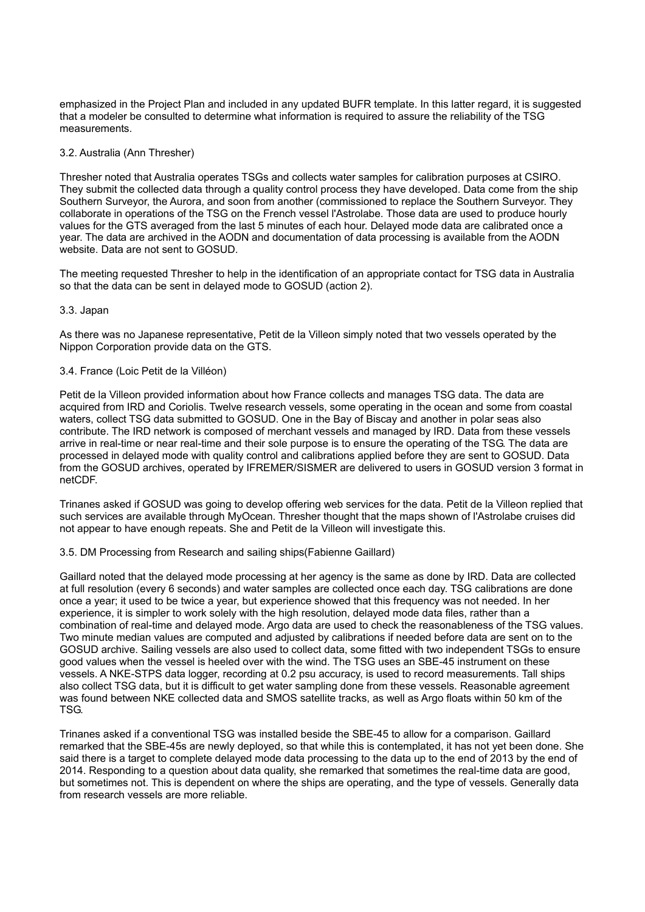emphasized in the Project Plan and included in any updated BUFR template. In this latter regard, it is suggested that a modeler be consulted to determine what information is required to assure the reliability of the TSG measurements.

### 3.2. Australia (Ann Thresher)

Thresher noted that Australia operates TSGs and collects water samples for calibration purposes at CSIRO. They submit the collected data through a quality control process they have developed. Data come from the ship Southern Surveyor, the Aurora, and soon from another (commissioned to replace the Southern Surveyor. They collaborate in operations of the TSG on the French vessel l'Astrolabe. Those data are used to produce hourly values for the GTS averaged from the last 5 minutes of each hour. Delayed mode data are calibrated once a year. The data are archived in the AODN and documentation of data processing is available from the AODN website. Data are not sent to GOSUD.

The meeting requested Thresher to help in the identification of an appropriate contact for TSG data in Australia so that the data can be sent in delayed mode to GOSUD (action 2).

### 3.3. Japan

As there was no Japanese representative, Petit de la Villeon simply noted that two vessels operated by the Nippon Corporation provide data on the GTS.

### 3.4. France (Loic Petit de la Villéon)

Petit de la Villeon provided information about how France collects and manages TSG data. The data are acquired from IRD and Coriolis. Twelve research vessels, some operating in the ocean and some from coastal waters, collect TSG data submitted to GOSUD. One in the Bay of Biscay and another in polar seas also contribute. The IRD network is composed of merchant vessels and managed by IRD. Data from these vessels arrive in real-time or near real-time and their sole purpose is to ensure the operating of the TSG. The data are processed in delayed mode with quality control and calibrations applied before they are sent to GOSUD. Data from the GOSUD archives, operated by IFREMER/SISMER are delivered to users in GOSUD version 3 format in netCDF.

Trinanes asked if GOSUD was going to develop offering web services for the data. Petit de la Villeon replied that such services are available through MyOcean. Thresher thought that the maps shown of l'Astrolabe cruises did not appear to have enough repeats. She and Petit de la Villeon will investigate this.

### 3.5. DM Processing from Research and sailing ships(Fabienne Gaillard)

Gaillard noted that the delayed mode processing at her agency is the same as done by IRD. Data are collected at full resolution (every 6 seconds) and water samples are collected once each day. TSG calibrations are done once a year; it used to be twice a year, but experience showed that this frequency was not needed. In her experience, it is simpler to work solely with the high resolution, delayed mode data files, rather than a combination of real-time and delayed mode. Argo data are used to check the reasonableness of the TSG values. Two minute median values are computed and adjusted by calibrations if needed before data are sent on to the GOSUD archive. Sailing vessels are also used to collect data, some fitted with two independent TSGs to ensure good values when the vessel is heeled over with the wind. The TSG uses an SBE-45 instrument on these vessels. A NKE-STPS data logger, recording at 0.2 psu accuracy, is used to record measurements. Tall ships also collect TSG data, but it is difficult to get water sampling done from these vessels. Reasonable agreement was found between NKE collected data and SMOS satellite tracks, as well as Argo floats within 50 km of the TSG.

Trinanes asked if a conventional TSG was installed beside the SBE-45 to allow for a comparison. Gaillard remarked that the SBE-45s are newly deployed, so that while this is contemplated, it has not yet been done. She said there is a target to complete delayed mode data processing to the data up to the end of 2013 by the end of 2014. Responding to a question about data quality, she remarked that sometimes the real-time data are good, but sometimes not. This is dependent on where the ships are operating, and the type of vessels. Generally data from research vessels are more reliable.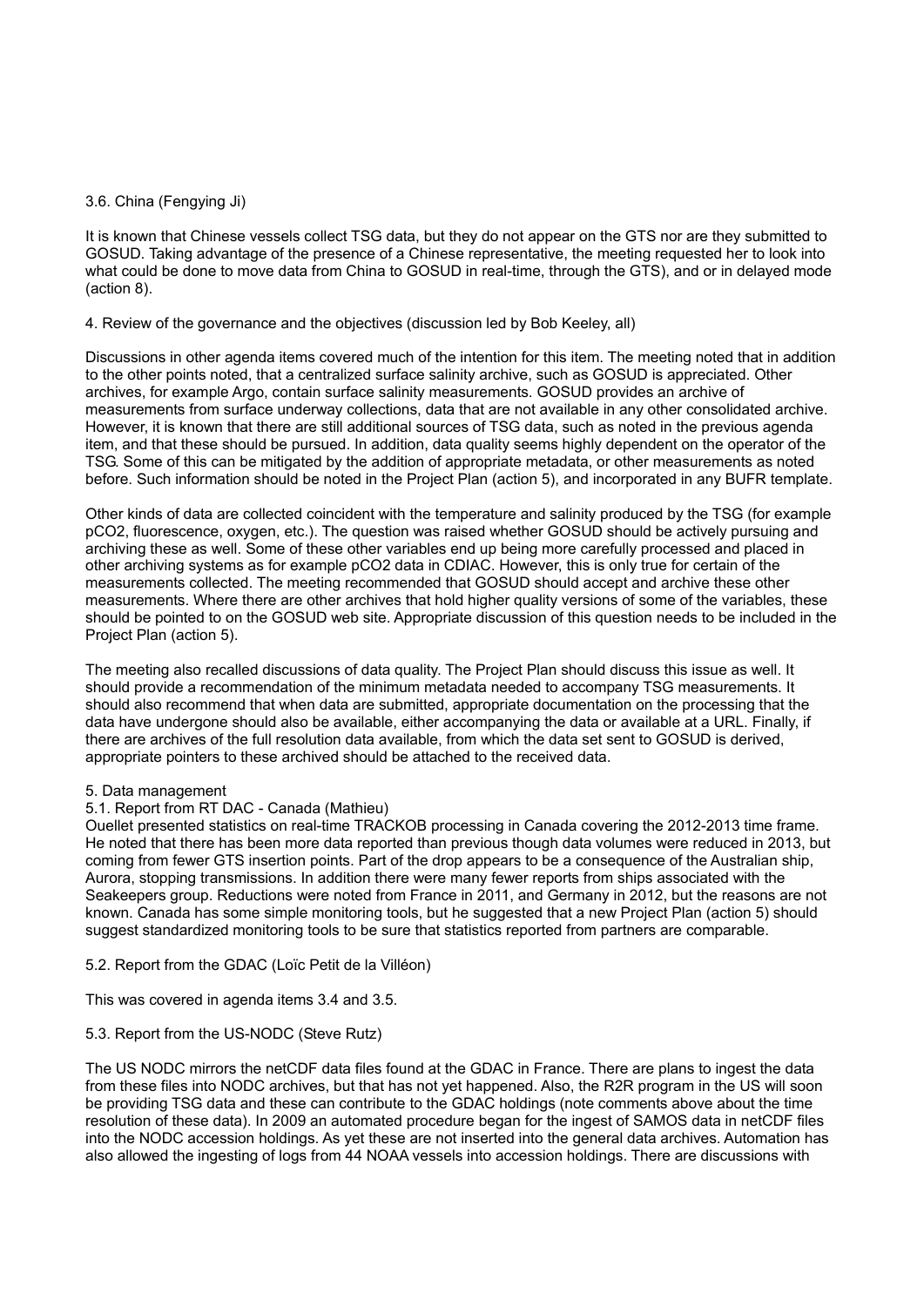### 3.6. China (Fengying Ji)

It is known that Chinese vessels collect TSG data, but they do not appear on the GTS nor are they submitted to GOSUD. Taking advantage of the presence of a Chinese representative, the meeting requested her to look into what could be done to move data from China to GOSUD in real-time, through the GTS), and or in delayed mode (action 8).

## 4. Review of the governance and the objectives (discussion led by Bob Keeley, all)

Discussions in other agenda items covered much of the intention for this item. The meeting noted that in addition to the other points noted, that a centralized surface salinity archive, such as GOSUD is appreciated. Other archives, for example Argo, contain surface salinity measurements. GOSUD provides an archive of measurements from surface underway collections, data that are not available in any other consolidated archive. However, it is known that there are still additional sources of TSG data, such as noted in the previous agenda item, and that these should be pursued. In addition, data quality seems highly dependent on the operator of the TSG. Some of this can be mitigated by the addition of appropriate metadata, or other measurements as noted before. Such information should be noted in the Project Plan (action 5), and incorporated in any BUFR template.

Other kinds of data are collected coincident with the temperature and salinity produced by the TSG (for example pCO2, fluorescence, oxygen, etc.). The question was raised whether GOSUD should be actively pursuing and archiving these as well. Some of these other variables end up being more carefully processed and placed in other archiving systems as for example pCO2 data in CDIAC. However, this is only true for certain of the measurements collected. The meeting recommended that GOSUD should accept and archive these other measurements. Where there are other archives that hold higher quality versions of some of the variables, these should be pointed to on the GOSUD web site. Appropriate discussion of this question needs to be included in the Project Plan (action 5).

The meeting also recalled discussions of data quality. The Project Plan should discuss this issue as well. It should provide a recommendation of the minimum metadata needed to accompany TSG measurements. It should also recommend that when data are submitted, appropriate documentation on the processing that the data have undergone should also be available, either accompanying the data or available at a URL. Finally, if there are archives of the full resolution data available, from which the data set sent to GOSUD is derived, appropriate pointers to these archived should be attached to the received data.

## 5. Data management

### 5.1. Report from RT DAC - Canada (Mathieu)

Ouellet presented statistics on real-time TRACKOB processing in Canada covering the 2012-2013 time frame. He noted that there has been more data reported than previous though data volumes were reduced in 2013, but coming from fewer GTS insertion points. Part of the drop appears to be a consequence of the Australian ship, Aurora, stopping transmissions. In addition there were many fewer reports from ships associated with the Seakeepers group. Reductions were noted from France in 2011, and Germany in 2012, but the reasons are not known. Canada has some simple monitoring tools, but he suggested that a new Project Plan (action 5) should suggest standardized monitoring tools to be sure that statistics reported from partners are comparable.

### 5.2. Report from the GDAC (Loïc Petit de la Villéon)

This was covered in agenda items 3.4 and 3.5.

### 5.3. Report from the US-NODC (Steve Rutz)

The US NODC mirrors the netCDF data files found at the GDAC in France. There are plans to ingest the data from these files into NODC archives, but that has not yet happened. Also, the R2R program in the US will soon be providing TSG data and these can contribute to the GDAC holdings (note comments above about the time resolution of these data). In 2009 an automated procedure began for the ingest of SAMOS data in netCDF files into the NODC accession holdings. As yet these are not inserted into the general data archives. Automation has also allowed the ingesting of logs from 44 NOAA vessels into accession holdings. There are discussions with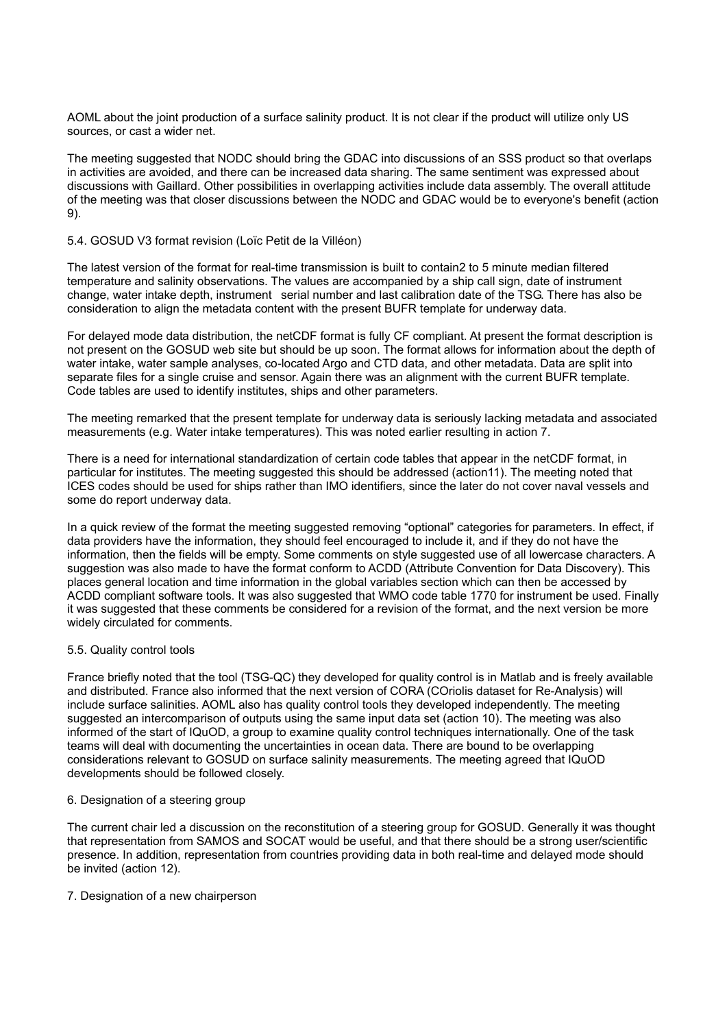AOML about the joint production of a surface salinity product. It is not clear if the product will utilize only US sources, or cast a wider net.

The meeting suggested that NODC should bring the GDAC into discussions of an SSS product so that overlaps in activities are avoided, and there can be increased data sharing. The same sentiment was expressed about discussions with Gaillard. Other possibilities in overlapping activities include data assembly. The overall attitude of the meeting was that closer discussions between the NODC and GDAC would be to everyone's benefit (action 9).

5.4. GOSUD V3 format revision (Loïc Petit de la Villéon)

The latest version of the format for real-time transmission is built to contain2 to 5 minute median filtered temperature and salinity observations. The values are accompanied by a ship call sign, date of instrument change, water intake depth, instrument serial number and last calibration date of the TSG. There has also be consideration to align the metadata content with the present BUFR template for underway data.

For delayed mode data distribution, the netCDF format is fully CF compliant. At present the format description is not present on the GOSUD web site but should be up soon. The format allows for information about the depth of water intake, water sample analyses, co-located Argo and CTD data, and other metadata. Data are split into separate files for a single cruise and sensor. Again there was an alignment with the current BUFR template. Code tables are used to identify institutes, ships and other parameters.

The meeting remarked that the present template for underway data is seriously lacking metadata and associated measurements (e.g. Water intake temperatures). This was noted earlier resulting in action 7.

There is a need for international standardization of certain code tables that appear in the netCDF format, in particular for institutes. The meeting suggested this should be addressed (action11). The meeting noted that ICES codes should be used for ships rather than IMO identifiers, since the later do not cover naval vessels and some do report underway data.

In a quick review of the format the meeting suggested removing "optional" categories for parameters. In effect, if data providers have the information, they should feel encouraged to include it, and if they do not have the information, then the fields will be empty. Some comments on style suggested use of all lowercase characters. A suggestion was also made to have the format conform to ACDD (Attribute Convention for Data Discovery). This places general location and time information in the global variables section which can then be accessed by ACDD compliant software tools. It was also suggested that WMO code table 1770 for instrument be used. Finally it was suggested that these comments be considered for a revision of the format, and the next version be more widely circulated for comments.

5.5. Quality control tools

France briefly noted that the tool (TSG-QC) they developed for quality control is in Matlab and is freely available and distributed. France also informed that the next version of CORA (COriolis dataset for Re-Analysis) will include surface salinities. AOML also has quality control tools they developed independently. The meeting suggested an intercomparison of outputs using the same input data set (action 10). The meeting was also informed of the start of IQuOD, a group to examine quality control techniques internationally. One of the task teams will deal with documenting the uncertainties in ocean data. There are bound to be overlapping considerations relevant to GOSUD on surface salinity measurements. The meeting agreed that IQuOD developments should be followed closely.

6. Designation of a steering group

The current chair led a discussion on the reconstitution of a steering group for GOSUD. Generally it was thought that representation from SAMOS and SOCAT would be useful, and that there should be a strong user/scientific presence. In addition, representation from countries providing data in both real-time and delayed mode should be invited (action 12).

7. Designation of a new chairperson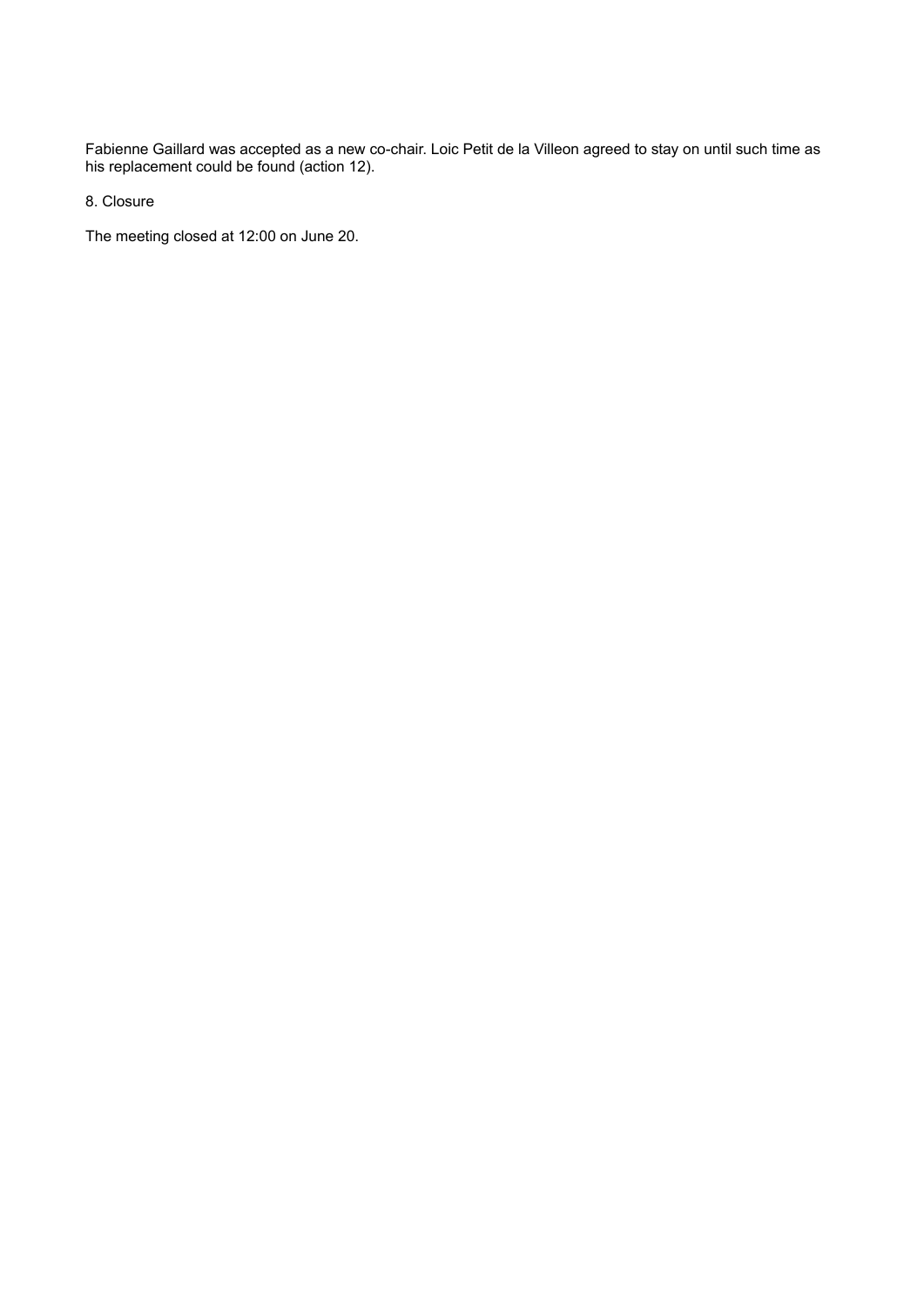Fabienne Gaillard was accepted as a new co-chair. Loic Petit de la Villeon agreed to stay on until such time as his replacement could be found (action 12).

## 8. Closure

The meeting closed at 12:00 on June 20.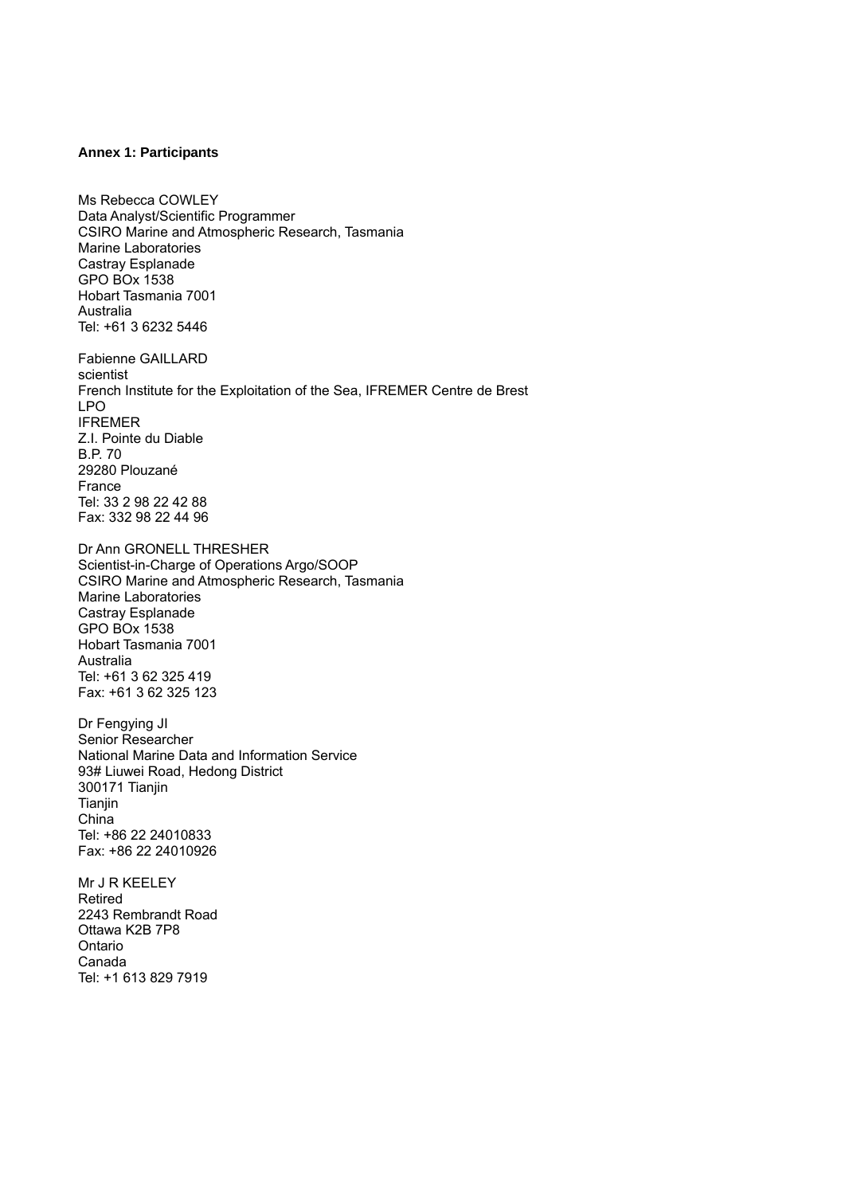**Annex 1: Participants**

Ms Rebecca COWLEY
Data Analyst/Scientific Programmer
CSIRO Marine and Atmospheric Research, Tasmania
Marine Laboratories
Castray Esplanade
GPO BOx 1538
Hobart Tasmania 7001
Australia
Tel: +61 3 6232 5446

Fabienne GAILLARD
scientist
French Institute for the Exploitation of the Sea, IFREMER Centre de Brest
LPO
IFREMER
Z.I. Pointe du Diable
B.P. 70
29280 Plouzané
France
Tel: 33 2 98 22 42 88
Fax: 332 98 22 44 96

Dr Ann GRONELL THRESHER
Scientist-in-Charge of Operations Argo/SOOP
CSIRO Marine and Atmospheric Research, Tasmania
Marine Laboratories
Castray Esplanade
GPO BOx 1538
Hobart Tasmania 7001
Australia
Tel: +61 3 62 325 419
Fax: +61 3 62 325 123

Dr Fengying JI
Senior Researcher
National Marine Data and Information Service
93# Liuwei Road, Hedong District
300171 Tianjin
Tianjin
China
Tel: +86 22 24010833
Fax: +86 22 24010926

Mr J R KEELEY
Retired
2243 Rembrandt Road
Ottawa K2B 7P8
Ontario
Canada
Tel: +1 613 829 7919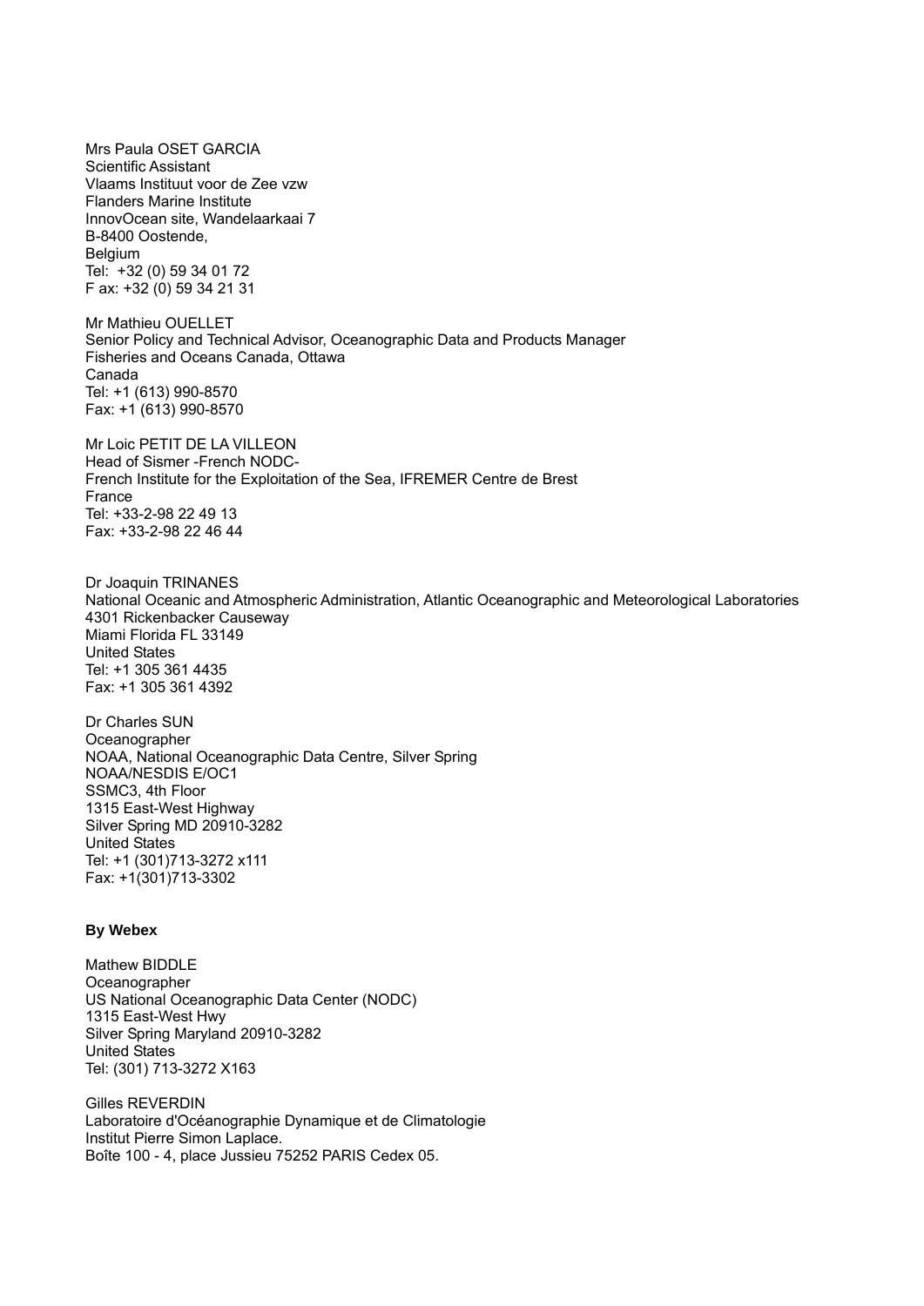Mrs Paula OSET GARCIA
Scientific Assistant
Vlaams Instituut voor de Zee vzw
Flanders Marine Institute
InnovOcean site, Wandelaarkaai 7
B-8400 Oostende,
Belgium
Tel: +32 (0) 59 34 01 72
F ax: +32 (0) 59 34 21 31

Mr Mathieu OUELLET
Senior Policy and Technical Advisor, Oceanographic Data and Products Manager
Fisheries and Oceans Canada, Ottawa
Canada
Tel: +1 (613) 990-8570
Fax: +1 (613) 990-8570

Mr Loic PETIT DE LA VILLEON
Head of Sismer -French NODC-
French Institute for the Exploitation of the Sea, IFREMER Centre de Brest
France
Tel: +33-2-98 22 49 13
Fax: +33-2-98 22 46 44

Dr Joaquin TRINANES
National Oceanic and Atmospheric Administration, Atlantic Oceanographic and Meteorological Laboratories
4301 Rickenbacker Causeway
Miami Florida FL 33149
United States
Tel: +1 305 361 4435
Fax: +1 305 361 4392

Dr Charles SUN
Oceanographer
NOAA, National Oceanographic Data Centre, Silver Spring
NOAA/NESDIS E/OC1
SSMC3, 4th Floor
1315 East-West Highway
Silver Spring MD 20910-3282
United States
Tel: +1 (301)713-3272 x111
Fax: +1(301)713-3302

**By Webex**

Mathew BIDDLE
Oceanographer
US National Oceanographic Data Center (NODC)
1315 East-West Hwy
Silver Spring Maryland 20910-3282
United States
Tel: (301) 713-3272 X163

Gilles REVERDIN
Laboratoire d'Océanographie Dynamique et de Climatologie
Institut Pierre Simon Laplace.
Boîte 100 - 4, place Jussieu 75252 PARIS Cedex 05.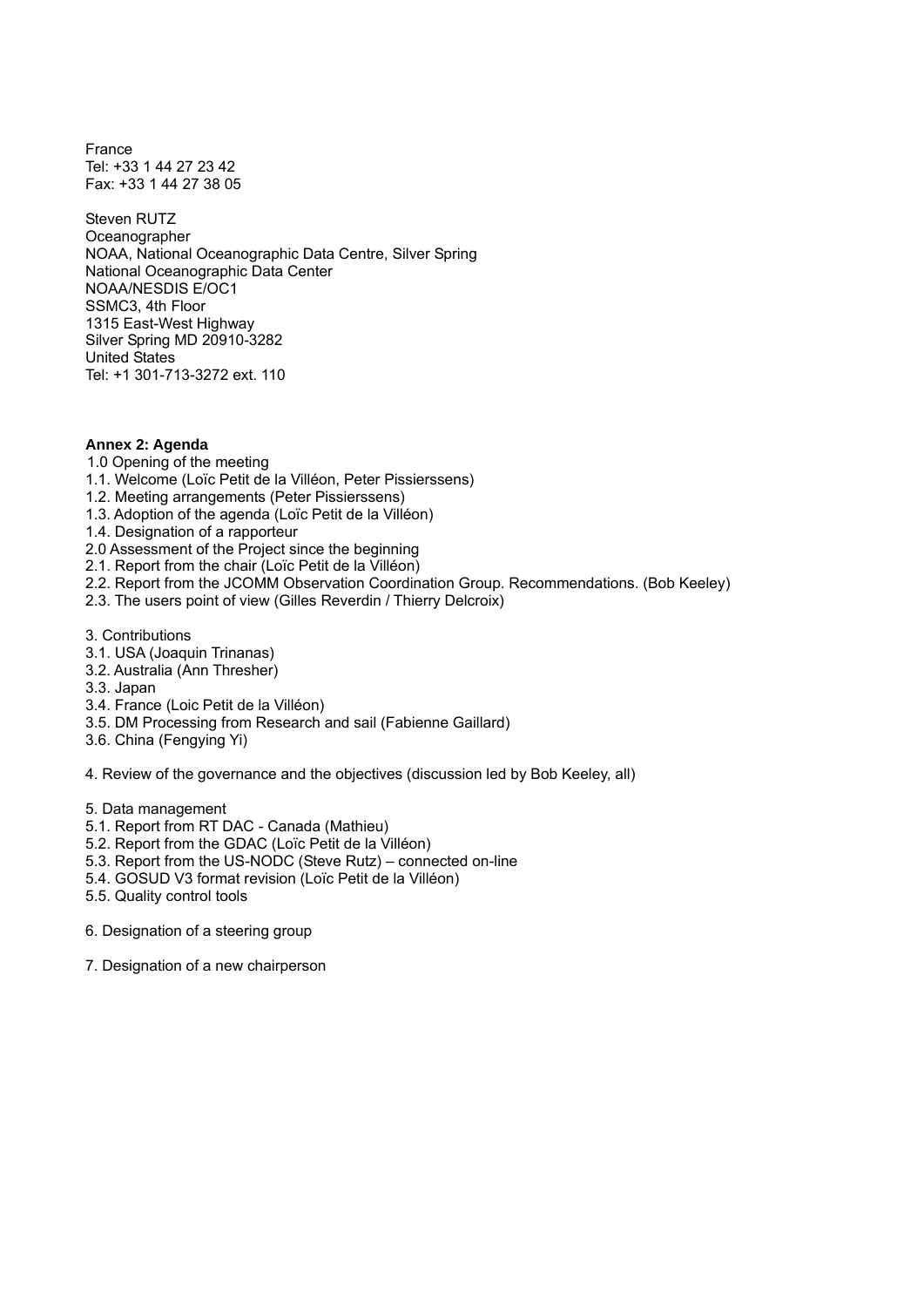France
Tel: +33 1 44 27 23 42
Fax: +33 1 44 27 38 05

Steven RUTZ
Oceanographer
NOAA, National Oceanographic Data Centre, Silver Spring
National Oceanographic Data Center
NOAA/NESDIS E/OC1
SSMC3, 4th Floor
1315 East-West Highway
Silver Spring MD 20910-3282
United States
Tel: +1 301-713-3272 ext. 110

**Annex 2: Agenda**

1.0 Opening of the meeting
1.1. Welcome (Loïc Petit de la Villéon, Peter Pissierssens)
1.2. Meeting arrangements (Peter Pissierssens)
1.3. Adoption of the agenda (Loïc Petit de la Villéon)
1.4. Designation of a rapporteur
2.0 Assessment of the Project since the beginning
2.1. Report from the chair (Loïc Petit de la Villéon)
2.2. Report from the JCOMM Observation Coordination Group. Recommendations. (Bob Keeley)
2.3. The users point of view (Gilles Reverdin / Thierry Delcroix)

3. Contributions
3.1. USA (Joaquin Trinanas)
3.2. Australia (Ann Thresher)
3.3. Japan
3.4. France (Loic Petit de la Villéon)
3.5. DM Processing from Research and sail (Fabienne Gaillard)
3.6. China (Fengying Yi)

4. Review of the governance and the objectives (discussion led by Bob Keeley, all)

5. Data management
5.1. Report from RT DAC - Canada (Mathieu)
5.2. Report from the GDAC (Loïc Petit de la Villéon)
5.3. Report from the US-NODC (Steve Rutz) – connected on-line
5.4. GOSUD V3 format revision (Loïc Petit de la Villéon)
5.5. Quality control tools

6. Designation of a steering group

7. Designation of a new chairperson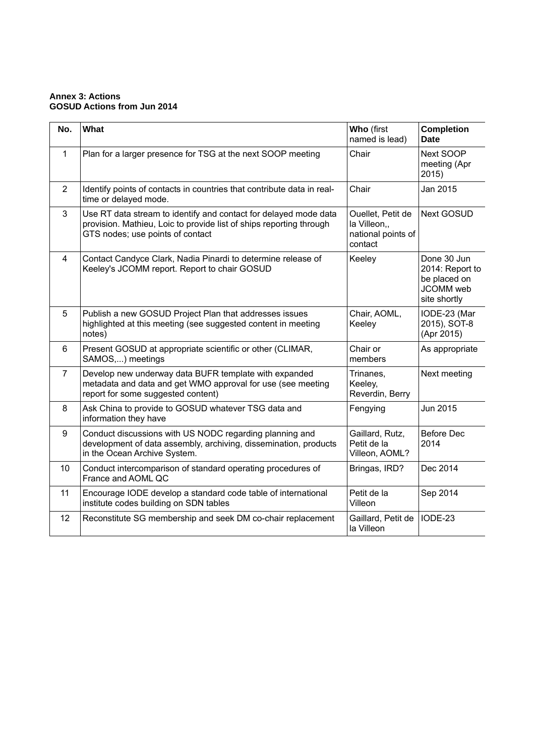**Annex 3: Actions**
**GOSUD Actions from Jun 2014**

| No. | What | Who (first named is lead) | Completion Date |
|---|---|---|---|
| 1 | Plan for a larger presence for TSG at the next SOOP meeting | Chair | Next SOOP meeting (Apr 2015) |
| 2 | Identify points of contacts in countries that contribute data in real-time or delayed mode. | Chair | Jan 2015 |
| 3 | Use RT data stream to identify and contact for delayed mode data provision. Mathieu, Loic to provide list of ships reporting through GTS nodes; use points of contact | Ouellet, Petit de la Villeon,, national points of contact | Next GOSUD |
| 4 | Contact Candyce Clark, Nadia Pinardi to determine release of Keeley's JCOMM report. Report to chair GOSUD | Keeley | Done 30 Jun 2014: Report to be placed on JCOMM web site shortly |
| 5 | Publish a new GOSUD Project Plan that addresses issues highlighted at this meeting (see suggested content in meeting notes) | Chair, AOML, Keeley | IODE-23 (Mar 2015), SOT-8 (Apr 2015) |
| 6 | Present GOSUD at appropriate scientific or other (CLIMAR, SAMOS,...) meetings | Chair or members | As appropriate |
| 7 | Develop new underway data BUFR template with expanded metadata and data and get WMO approval for use (see meeting report for some suggested content) | Trinanes, Keeley, Reverdin, Berry | Next meeting |
| 8 | Ask China to provide to GOSUD whatever TSG data and information they have | Fengying | Jun 2015 |
| 9 | Conduct discussions with US NODC regarding planning and development of data assembly, archiving, dissemination, products in the Ocean Archive System. | Gaillard, Rutz, Petit de la Villeon, AOML? | Before Dec 2014 |
| 10 | Conduct intercomparison of standard operating procedures of France and AOML QC | Bringas, IRD? | Dec 2014 |
| 11 | Encourage IODE develop a standard code table of international institute codes building on SDN tables | Petit de la Villeon | Sep 2014 |
| 12 | Reconstitute SG membership and seek DM co-chair replacement | Gaillard, Petit de la Villeon | IODE-23 |